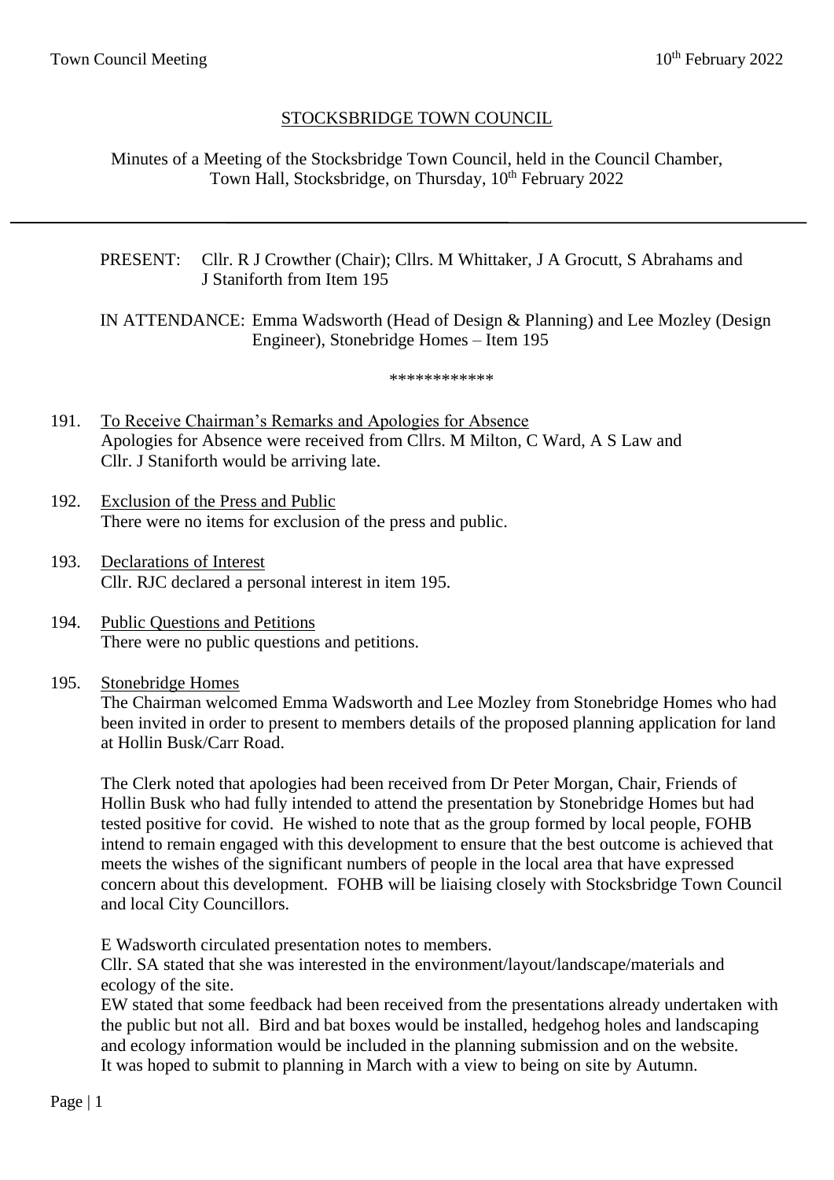## STOCKSBRIDGE TOWN COUNCIL

Minutes of a Meeting of the Stocksbridge Town Council, held in the Council Chamber, Town Hall, Stocksbridge, on Thursday, 10th February 2022

---

PRESENT: Cllr. R J Crowther (Chair); Cllrs. M Whittaker, J A Grocutt, S Abrahams and J Staniforth from Item 195

IN ATTENDANCE: Emma Wadsworth (Head of Design & Planning) and Lee Mozley (Design Engineer), Stonebridge Homes – Item 195

************

191. To Receive Chairman's Remarks and Apologies for Absence
Apologies for Absence were received from Cllrs. M Milton, C Ward, A S Law and Cllr. J Staniforth would be arriving late.

192. Exclusion of the Press and Public
There were no items for exclusion of the press and public.

193. Declarations of Interest
Cllr. RJC declared a personal interest in item 195.

194. Public Questions and Petitions
There were no public questions and petitions.

195. Stonebridge Homes
The Chairman welcomed Emma Wadsworth and Lee Mozley from Stonebridge Homes who had been invited in order to present to members details of the proposed planning application for land at Hollin Busk/Carr Road.

The Clerk noted that apologies had been received from Dr Peter Morgan, Chair, Friends of Hollin Busk who had fully intended to attend the presentation by Stonebridge Homes but had tested positive for covid. He wished to note that as the group formed by local people, FOHB intend to remain engaged with this development to ensure that the best outcome is achieved that meets the wishes of the significant numbers of people in the local area that have expressed concern about this development. FOHB will be liaising closely with Stocksbridge Town Council and local City Councillors.

E Wadsworth circulated presentation notes to members.
Cllr. SA stated that she was interested in the environment/layout/landscape/materials and ecology of the site.
EW stated that some feedback had been received from the presentations already undertaken with the public but not all. Bird and bat boxes would be installed, hedgehog holes and landscaping and ecology information would be included in the planning submission and on the website.
It was hoped to submit to planning in March with a view to being on site by Autumn.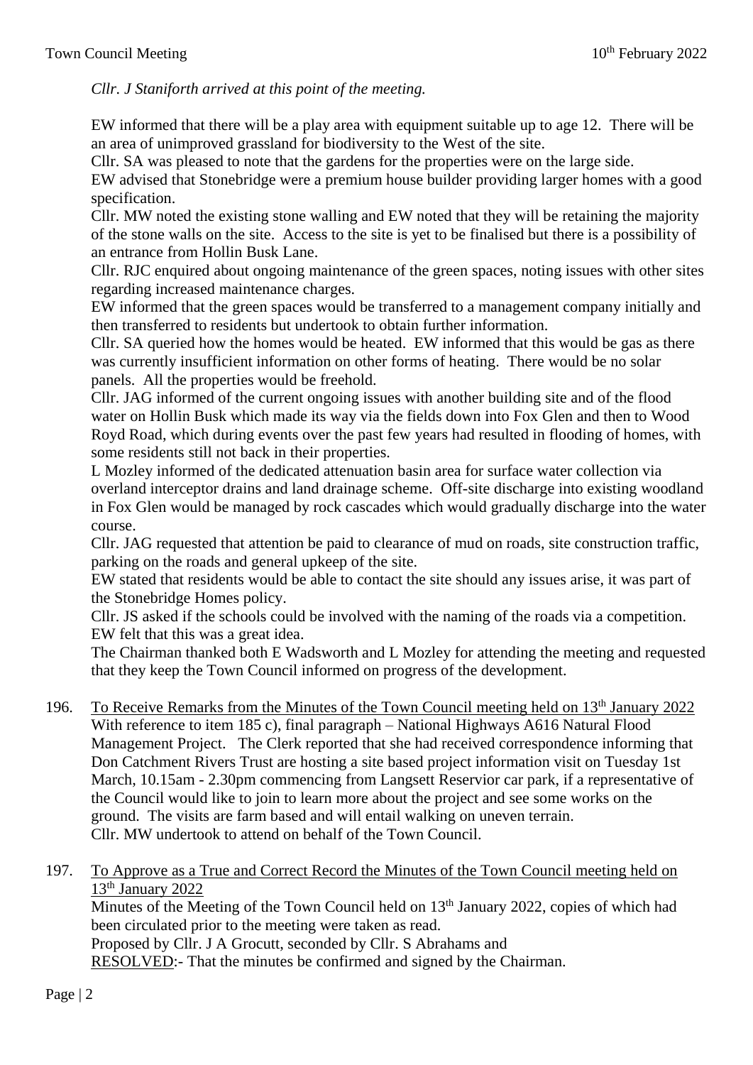*Cllr. J Staniforth arrived at this point of the meeting.*

EW informed that there will be a play area with equipment suitable up to age 12. There will be an area of unimproved grassland for biodiversity to the West of the site.
Cllr. SA was pleased to note that the gardens for the properties were on the large side.
EW advised that Stonebridge were a premium house builder providing larger homes with a good specification.
Cllr. MW noted the existing stone walling and EW noted that they will be retaining the majority of the stone walls on the site. Access to the site is yet to be finalised but there is a possibility of an entrance from Hollin Busk Lane.
Cllr. RJC enquired about ongoing maintenance of the green spaces, noting issues with other sites regarding increased maintenance charges.
EW informed that the green spaces would be transferred to a management company initially and then transferred to residents but undertook to obtain further information.
Cllr. SA queried how the homes would be heated. EW informed that this would be gas as there was currently insufficient information on other forms of heating. There would be no solar panels. All the properties would be freehold.
Cllr. JAG informed of the current ongoing issues with another building site and of the flood water on Hollin Busk which made its way via the fields down into Fox Glen and then to Wood Royd Road, which during events over the past few years had resulted in flooding of homes, with some residents still not back in their properties.
L Mozley informed of the dedicated attenuation basin area for surface water collection via overland interceptor drains and land drainage scheme. Off-site discharge into existing woodland in Fox Glen would be managed by rock cascades which would gradually discharge into the water course.
Cllr. JAG requested that attention be paid to clearance of mud on roads, site construction traffic, parking on the roads and general upkeep of the site.
EW stated that residents would be able to contact the site should any issues arise, it was part of the Stonebridge Homes policy.
Cllr. JS asked if the schools could be involved with the naming of the roads via a competition. EW felt that this was a great idea.
The Chairman thanked both E Wadsworth and L Mozley for attending the meeting and requested that they keep the Town Council informed on progress of the development.

196. To Receive Remarks from the Minutes of the Town Council meeting held on 13th January 2022
With reference to item 185 c), final paragraph – National Highways A616 Natural Flood Management Project. The Clerk reported that she had received correspondence informing that Don Catchment Rivers Trust are hosting a site based project information visit on Tuesday 1st March, 10.15am - 2.30pm commencing from Langsett Reservior car park, if a representative of the Council would like to join to learn more about the project and see some works on the ground. The visits are farm based and will entail walking on uneven terrain.
Cllr. MW undertook to attend on behalf of the Town Council.

197. To Approve as a True and Correct Record the Minutes of the Town Council meeting held on 13th January 2022
Minutes of the Meeting of the Town Council held on 13th January 2022, copies of which had been circulated prior to the meeting were taken as read.
Proposed by Cllr. J A Grocutt, seconded by Cllr. S Abrahams and
RESOLVED:- That the minutes be confirmed and signed by the Chairman.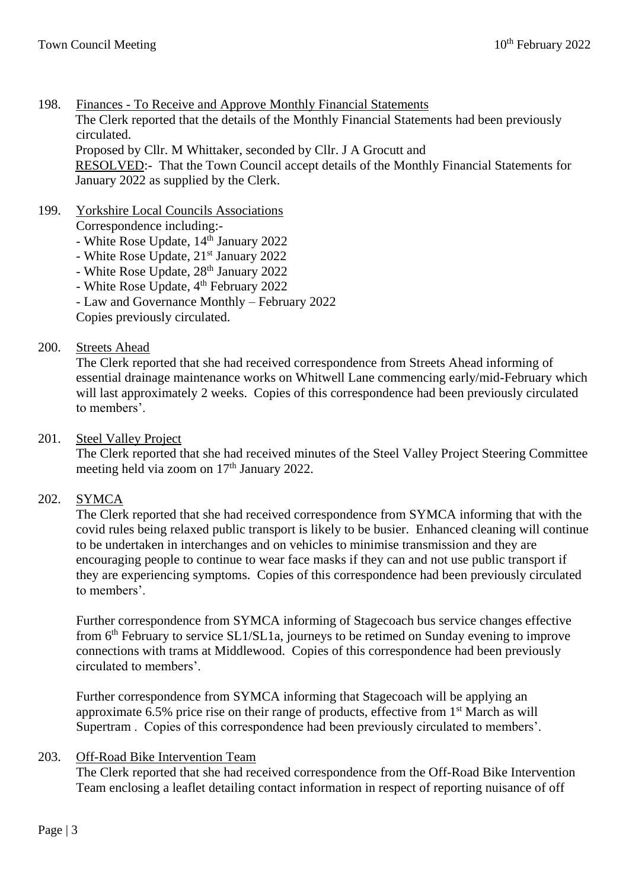198. Finances - To Receive and Approve Monthly Financial Statements

The Clerk reported that the details of the Monthly Financial Statements had been previously circulated.

Proposed by Cllr. M Whittaker, seconded by Cllr. J A Grocutt and

RESOLVED:- That the Town Council accept details of the Monthly Financial Statements for January 2022 as supplied by the Clerk.

199. Yorkshire Local Councils Associations

Correspondence including:-

- White Rose Update, 14th January 2022
- White Rose Update, 21st January 2022
- White Rose Update, 28th January 2022
- White Rose Update, 4th February 2022
- Law and Governance Monthly – February 2022

Copies previously circulated.

200. Streets Ahead

The Clerk reported that she had received correspondence from Streets Ahead informing of essential drainage maintenance works on Whitwell Lane commencing early/mid-February which will last approximately 2 weeks. Copies of this correspondence had been previously circulated to members'.

201. Steel Valley Project

The Clerk reported that she had received minutes of the Steel Valley Project Steering Committee meeting held via zoom on 17th January 2022.

202. SYMCA

The Clerk reported that she had received correspondence from SYMCA informing that with the covid rules being relaxed public transport is likely to be busier. Enhanced cleaning will continue to be undertaken in interchanges and on vehicles to minimise transmission and they are encouraging people to continue to wear face masks if they can and not use public transport if they are experiencing symptoms. Copies of this correspondence had been previously circulated to members'.

Further correspondence from SYMCA informing of Stagecoach bus service changes effective from 6th February to service SL1/SL1a, journeys to be retimed on Sunday evening to improve connections with trams at Middlewood. Copies of this correspondence had been previously circulated to members'.

Further correspondence from SYMCA informing that Stagecoach will be applying an approximate 6.5% price rise on their range of products, effective from 1st March as will Supertram . Copies of this correspondence had been previously circulated to members'.

203. Off-Road Bike Intervention Team

The Clerk reported that she had received correspondence from the Off-Road Bike Intervention Team enclosing a leaflet detailing contact information in respect of reporting nuisance of off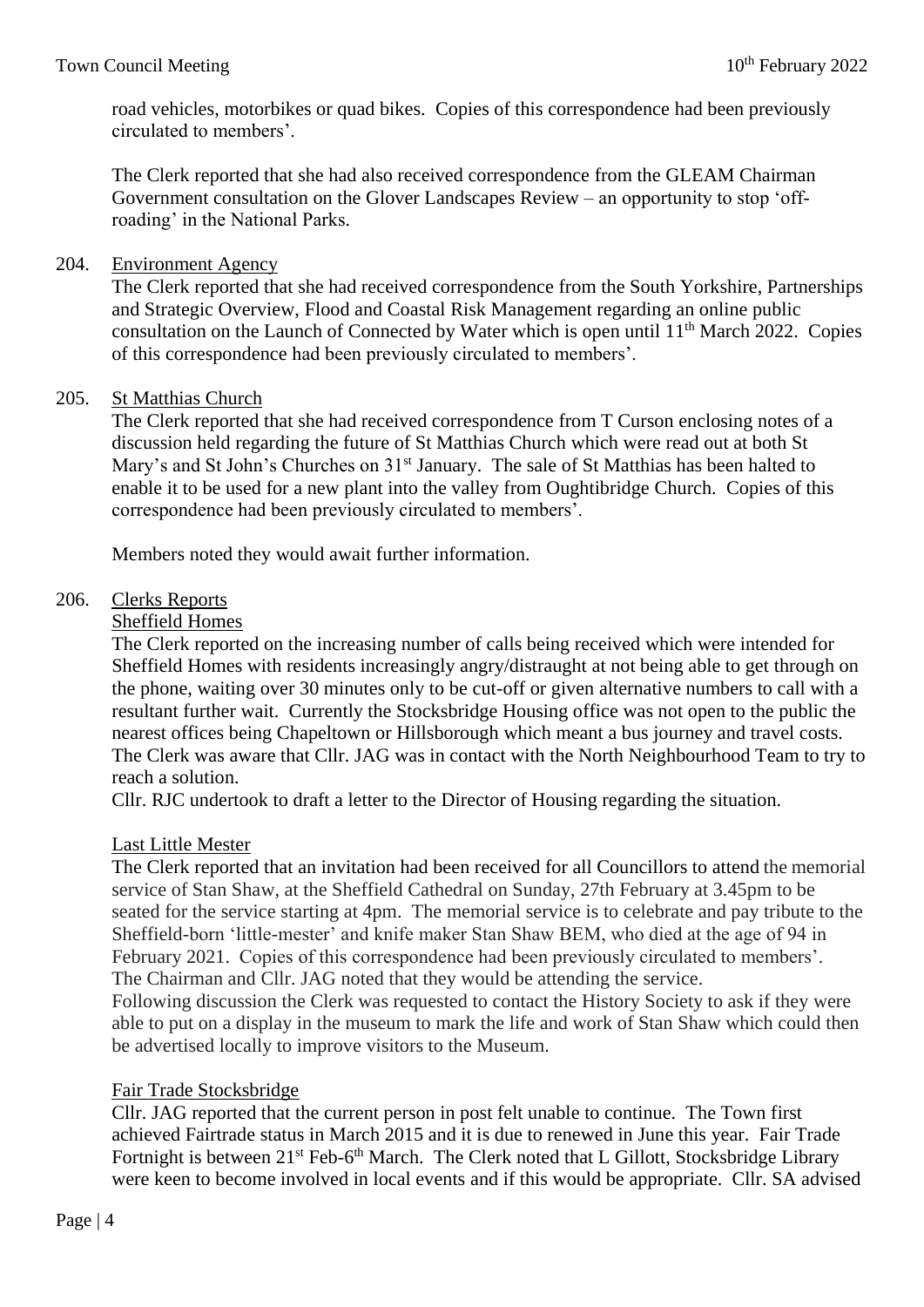road vehicles, motorbikes or quad bikes. Copies of this correspondence had been previously circulated to members'.

The Clerk reported that she had also received correspondence from the GLEAM Chairman Government consultation on the Glover Landscapes Review – an opportunity to stop 'off-roading' in the National Parks.

204. Environment Agency

The Clerk reported that she had received correspondence from the South Yorkshire, Partnerships and Strategic Overview, Flood and Coastal Risk Management regarding an online public consultation on the Launch of Connected by Water which is open until 11th March 2022. Copies of this correspondence had been previously circulated to members'.

205. St Matthias Church

The Clerk reported that she had received correspondence from T Curson enclosing notes of a discussion held regarding the future of St Matthias Church which were read out at both St Mary's and St John's Churches on 31st January. The sale of St Matthias has been halted to enable it to be used for a new plant into the valley from Oughtibridge Church. Copies of this correspondence had been previously circulated to members'.

Members noted they would await further information.

206. Clerks Reports

Sheffield Homes

The Clerk reported on the increasing number of calls being received which were intended for Sheffield Homes with residents increasingly angry/distraught at not being able to get through on the phone, waiting over 30 minutes only to be cut-off or given alternative numbers to call with a resultant further wait. Currently the Stocksbridge Housing office was not open to the public the nearest offices being Chapeltown or Hillsborough which meant a bus journey and travel costs. The Clerk was aware that Cllr. JAG was in contact with the North Neighbourhood Team to try to reach a solution.

Cllr. RJC undertook to draft a letter to the Director of Housing regarding the situation.

Last Little Mester

The Clerk reported that an invitation had been received for all Councillors to attend the memorial service of Stan Shaw, at the Sheffield Cathedral on Sunday, 27th February at 3.45pm to be seated for the service starting at 4pm. The memorial service is to celebrate and pay tribute to the Sheffield-born 'little-mester' and knife maker Stan Shaw BEM, who died at the age of 94 in February 2021. Copies of this correspondence had been previously circulated to members'.
The Chairman and Cllr. JAG noted that they would be attending the service.
Following discussion the Clerk was requested to contact the History Society to ask if they were able to put on a display in the museum to mark the life and work of Stan Shaw which could then be advertised locally to improve visitors to the Museum.

Fair Trade Stocksbridge

Cllr. JAG reported that the current person in post felt unable to continue. The Town first achieved Fairtrade status in March 2015 and it is due to renewed in June this year. Fair Trade Fortnight is between 21st Feb-6th March. The Clerk noted that L Gillott, Stocksbridge Library were keen to become involved in local events and if this would be appropriate. Cllr. SA advised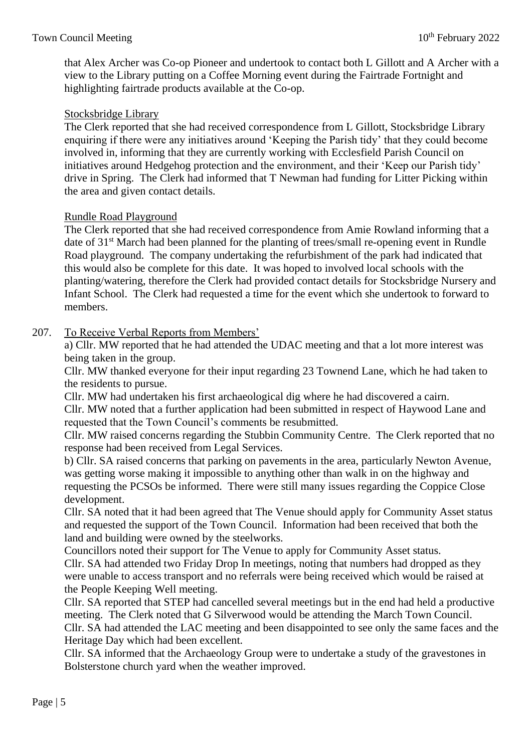that Alex Archer was Co-op Pioneer and undertook to contact both L Gillott and A Archer with a view to the Library putting on a Coffee Morning event during the Fairtrade Fortnight and highlighting fairtrade products available at the Co-op.

Stocksbridge Library

The Clerk reported that she had received correspondence from L Gillott, Stocksbridge Library enquiring if there were any initiatives around 'Keeping the Parish tidy' that they could become involved in, informing that they are currently working with Ecclesfield Parish Council on initiatives around Hedgehog protection and the environment, and their 'Keep our Parish tidy' drive in Spring. The Clerk had informed that T Newman had funding for Litter Picking within the area and given contact details.

Rundle Road Playground

The Clerk reported that she had received correspondence from Amie Rowland informing that a date of 31st March had been planned for the planting of trees/small re-opening event in Rundle Road playground. The company undertaking the refurbishment of the park had indicated that this would also be complete for this date. It was hoped to involved local schools with the planting/watering, therefore the Clerk had provided contact details for Stocksbridge Nursery and Infant School. The Clerk had requested a time for the event which she undertook to forward to members.

207. To Receive Verbal Reports from Members'

a) Cllr. MW reported that he had attended the UDAC meeting and that a lot more interest was being taken in the group.

Cllr. MW thanked everyone for their input regarding 23 Townend Lane, which he had taken to the residents to pursue.

Cllr. MW had undertaken his first archaeological dig where he had discovered a cairn.

Cllr. MW noted that a further application had been submitted in respect of Haywood Lane and requested that the Town Council's comments be resubmitted.

Cllr. MW raised concerns regarding the Stubbin Community Centre. The Clerk reported that no response had been received from Legal Services.

b) Cllr. SA raised concerns that parking on pavements in the area, particularly Newton Avenue, was getting worse making it impossible to anything other than walk in on the highway and requesting the PCSOs be informed. There were still many issues regarding the Coppice Close development.

Cllr. SA noted that it had been agreed that The Venue should apply for Community Asset status and requested the support of the Town Council. Information had been received that both the land and building were owned by the steelworks.

Councillors noted their support for The Venue to apply for Community Asset status.

Cllr. SA had attended two Friday Drop In meetings, noting that numbers had dropped as they were unable to access transport and no referrals were being received which would be raised at the People Keeping Well meeting.

Cllr. SA reported that STEP had cancelled several meetings but in the end had held a productive meeting. The Clerk noted that G Silverwood would be attending the March Town Council.

Cllr. SA had attended the LAC meeting and been disappointed to see only the same faces and the Heritage Day which had been excellent.

Cllr. SA informed that the Archaeology Group were to undertake a study of the gravestones in Bolsterstone church yard when the weather improved.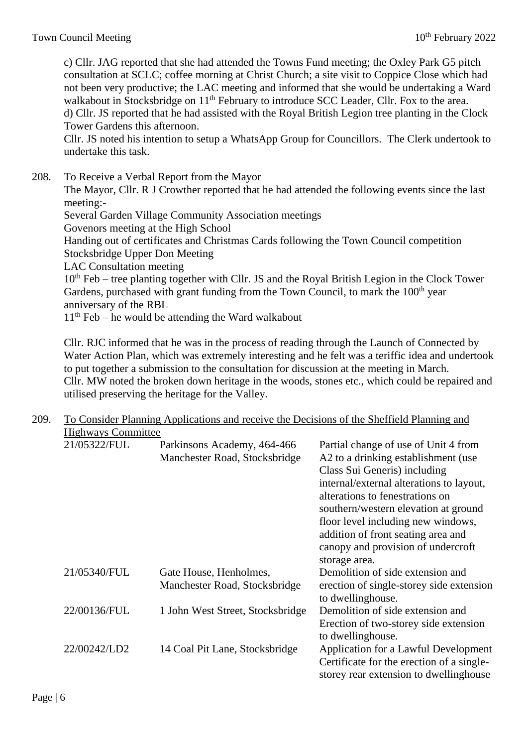c) Cllr. JAG reported that she had attended the Towns Fund meeting; the Oxley Park G5 pitch consultation at SCLC; coffee morning at Christ Church; a site visit to Coppice Close which had not been very productive; the LAC meeting and informed that she would be undertaking a Ward walkabout in Stocksbridge on 11th February to introduce SCC Leader, Cllr. Fox to the area.
d) Cllr. JS reported that he had assisted with the Royal British Legion tree planting in the Clock Tower Gardens this afternoon.
Cllr. JS noted his intention to setup a WhatsApp Group for Councillors. The Clerk undertook to undertake this task.

208. <u>To Receive a Verbal Report from the Mayor</u>

The Mayor, Cllr. R J Crowther reported that he had attended the following events since the last meeting:-
Several Garden Village Community Association meetings
Govenors meeting at the High School
Handing out of certificates and Christmas Cards following the Town Council competition
Stocksbridge Upper Don Meeting
LAC Consultation meeting
10th Feb – tree planting together with Cllr. JS and the Royal British Legion in the Clock Tower Gardens, purchased with grant funding from the Town Council, to mark the 100th year anniversary of the RBL
11th Feb – he would be attending the Ward walkabout

Cllr. RJC informed that he was in the process of reading through the Launch of Connected by Water Action Plan, which was extremely interesting and he felt was a teriffic idea and undertook to put together a submission to the consultation for discussion at the meeting in March.
Cllr. MW noted the broken down heritage in the woods, stones etc., which could be repaired and utilised preserving the heritage for the Valley.

209. <u>To Consider Planning Applications and receive the Decisions of the Sheffield Planning and Highways Committee</u>

| | | |
|---|---|---|
| 21/05322/FUL | Parkinsons Academy, 464-466 Manchester Road, Stocksbridge | Partial change of use of Unit 4 from A2 to a drinking establishment (use Class Sui Generis) including internal/external alterations to layout, alterations to fenestrations on southern/western elevation at ground floor level including new windows, addition of front seating area and canopy and provision of undercroft storage area. |
| 21/05340/FUL | Gate House, Henholmes, Manchester Road, Stocksbridge | Demolition of side extension and erection of single-storey side extension to dwellinghouse. |
| 22/00136/FUL | 1 John West Street, Stocksbridge | Demolition of side extension and Erection of two-storey side extension to dwellinghouse. |
| 22/00242/LD2 | 14 Coal Pit Lane, Stocksbridge | Application for a Lawful Development Certificate for the erection of a single-storey rear extension to dwellinghouse |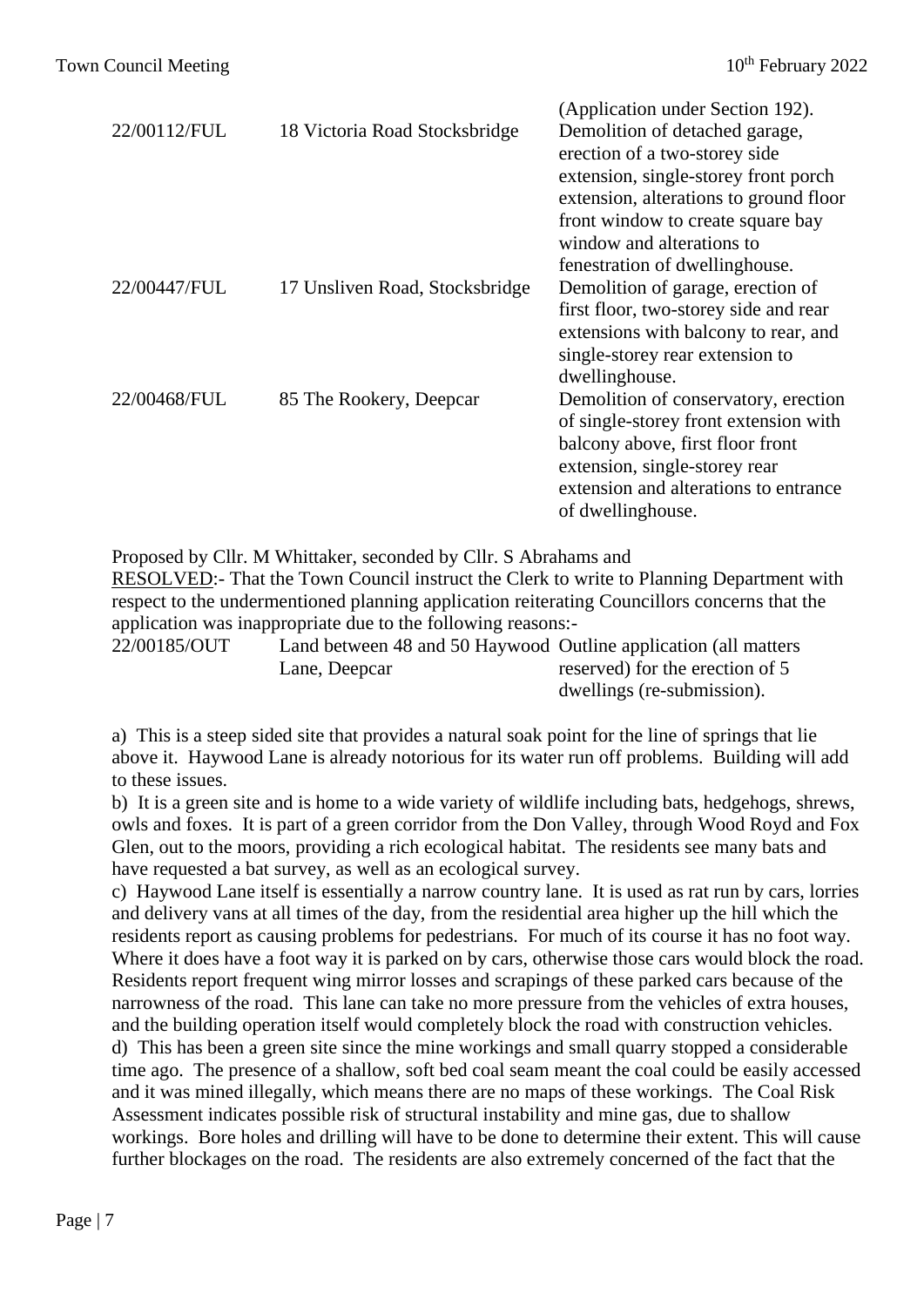| | | |
|---|---|---|
| | | (Application under Section 192). |
| 22/00112/FUL | 18 Victoria Road Stocksbridge | Demolition of detached garage, erection of a two-storey side extension, single-storey front porch extension, alterations to ground floor front window to create square bay window and alterations to fenestration of dwellinghouse. |
| 22/00447/FUL | 17 Unsliven Road, Stocksbridge | Demolition of garage, erection of first floor, two-storey side and rear extensions with balcony to rear, and single-storey rear extension to dwellinghouse. |
| 22/00468/FUL | 85 The Rookery, Deepcar | Demolition of conservatory, erection of single-storey front extension with balcony above, first floor front extension, single-storey rear extension and alterations to entrance of dwellinghouse. |

Proposed by Cllr. M Whittaker, seconded by Cllr. S Abrahams and
RESOLVED:- That the Town Council instruct the Clerk to write to Planning Department with respect to the undermentioned planning application reiterating Councillors concerns that the application was inappropriate due to the following reasons:-

| | | |
|---|---|---|
| 22/00185/OUT | Land between 48 and 50 Haywood Lane, Deepcar | Outline application (all matters reserved) for the erection of 5 dwellings (re-submission). |

a) This is a steep sided site that provides a natural soak point for the line of springs that lie above it. Haywood Lane is already notorious for its water run off problems. Building will add to these issues.

b) It is a green site and is home to a wide variety of wildlife including bats, hedgehogs, shrews, owls and foxes. It is part of a green corridor from the Don Valley, through Wood Royd and Fox Glen, out to the moors, providing a rich ecological habitat. The residents see many bats and have requested a bat survey, as well as an ecological survey.

c) Haywood Lane itself is essentially a narrow country lane. It is used as rat run by cars, lorries and delivery vans at all times of the day, from the residential area higher up the hill which the residents report as causing problems for pedestrians. For much of its course it has no foot way. Where it does have a foot wary it is parked on by cars, otherwise those cars would block the road. Residents report frequent wing mirror losses and scrapings of these parked cars because of the narrowness of the road. This lane can take no more pressure from the vehicles of extra houses, and the building operation itself would completely block the road with construction vehicles.

d) This has been a green site since the mine workings and small quarry stopped a considerable time ago. The presence of a shallow, soft bed coal seam meant the coal could be easily accessed and it was mined illegally, which means there are no maps of these workings. The Coal Risk Assessment indicates possible risk of structural instability and mine gas, due to shallow workings. Bore holes and drilling will have to be done to determine their extent. This will cause further blockages on the road. The residents are also extremely concerned of the fact that the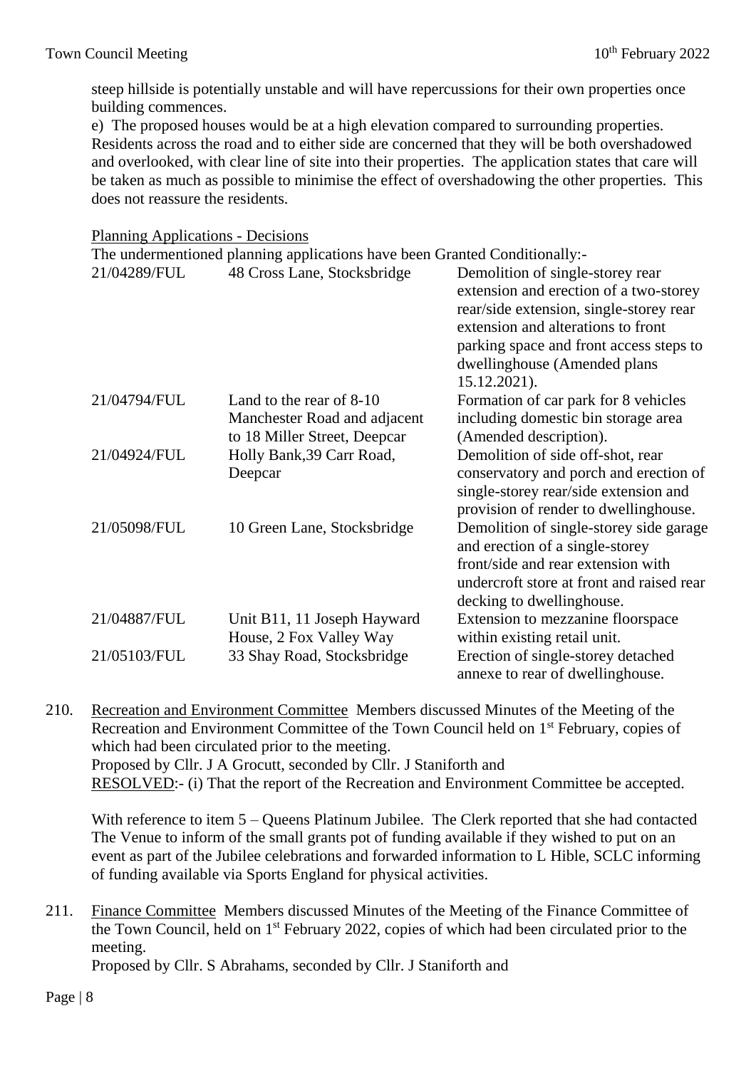steep hillside is potentially unstable and will have repercussions for their own properties once building commences.

e) The proposed houses would be at a high elevation compared to surrounding properties. Residents across the road and to either side are concerned that they will be both overshadowed and overlooked, with clear line of site into their properties. The application states that care will be taken as much as possible to minimise the effect of overshadowing the other properties. This does not reassure the residents.

Planning Applications - Decisions

The undermentioned planning applications have been Granted Conditionally:-

| | | |
|---|---|---|
| 21/04289/FUL | 48 Cross Lane, Stocksbridge | Demolition of single-storey rear extension and erection of a two-storey rear/side extension, single-storey rear extension and alterations to front parking space and front access steps to dwellinghouse (Amended plans 15.12.2021). |
| 21/04794/FUL | Land to the rear of 8-10 Manchester Road and adjacent to 18 Miller Street, Deepcar | Formation of car park for 8 vehicles including domestic bin storage area (Amended description). |
| 21/04924/FUL | Holly Bank,39 Carr Road, Deepcar | Demolition of side off-shot, rear conservatory and porch and erection of single-storey rear/side extension and provision of render to dwellinghouse. |
| 21/05098/FUL | 10 Green Lane, Stocksbridge | Demolition of single-storey side garage and erection of a single-storey front/side and rear extension with undercroft store at front and raised rear decking to dwellinghouse. |
| 21/04887/FUL | Unit B11, 11 Joseph Hayward House, 2 Fox Valley Way | Extension to mezzanine floorspace within existing retail unit. |
| 21/05103/FUL | 33 Shay Road, Stocksbridge | Erection of single-storey detached annexe to rear of dwellinghouse. |

210. Recreation and Environment Committee Members discussed Minutes of the Meeting of the Recreation and Environment Committee of the Town Council held on 1st February, copies of which had been circulated prior to the meeting.
Proposed by Cllr. J A Grocutt, seconded by Cllr. J Staniforth and
RESOLVED:- (i) That the report of the Recreation and Environment Committee be accepted.

With reference to item 5 – Queens Platinum Jubilee. The Clerk reported that she had contacted The Venue to inform of the small grants pot of funding available if they wished to put on an event as part of the Jubilee celebrations and forwarded information to L Hible, SCLC informing of funding available via Sports England for physical activities.

211. Finance Committee Members discussed Minutes of the Meeting of the Finance Committee of the Town Council, held on 1st February 2022, copies of which had been circulated prior to the meeting.
Proposed by Cllr. S Abrahams, seconded by Cllr. J Staniforth and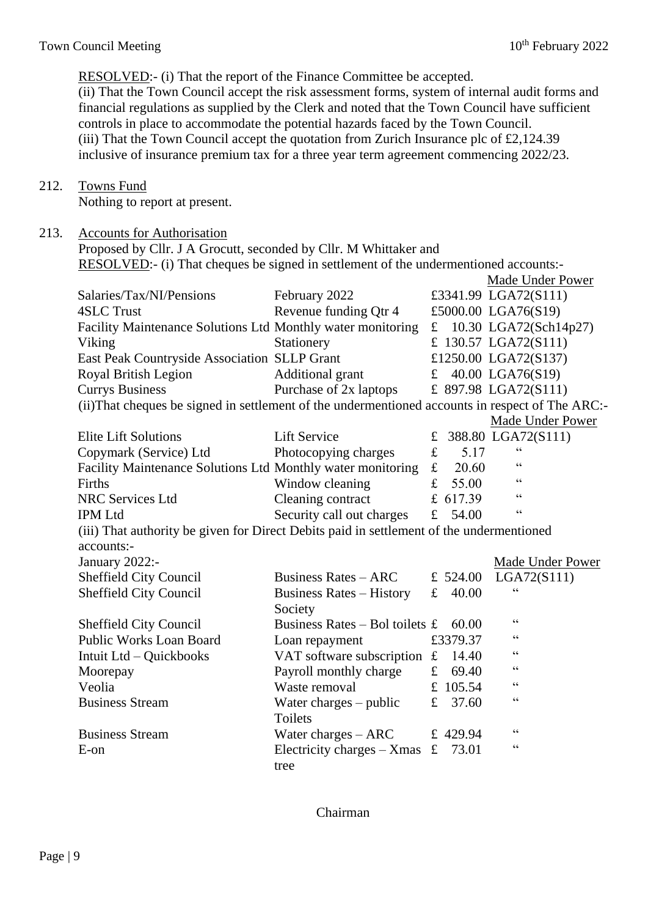RESOLVED:- (i) That the report of the Finance Committee be accepted.
(ii) That the Town Council accept the risk assessment forms, system of internal audit forms and financial regulations as supplied by the Clerk and noted that the Town Council have sufficient controls in place to accommodate the potential hazards faced by the Town Council.
(iii) That the Town Council accept the quotation from Zurich Insurance plc of £2,124.39 inclusive of insurance premium tax for a three year term agreement commencing 2022/23.

212. Towns Fund

Nothing to report at present.

213. Accounts for Authorisation

Proposed by Cllr. J A Grocutt, seconded by Cllr. M Whittaker and
RESOLVED:- (i) That cheques be signed in settlement of the undermentioned accounts:-

| | | | Made Under Power |
|---|---|---|---|
| Salaries/Tax/NI/Pensions | February 2022 | £3341.99 | LGA72(S111) |
| 4SLC Trust | Revenue funding Qtr 4 | £5000.00 | LGA76(S19) |
| Facility Maintenance Solutions Ltd | Monthly water monitoring | £ 10.30 | LGA72(Sch14p27) |
| Viking | Stationery | £ 130.57 | LGA72(S111) |
| East Peak Countryside Association | SLLP Grant | £1250.00 | LGA72(S137) |
| Royal British Legion | Additional grant | £ 40.00 | LGA76(S19) |
| Currys Business | Purchase of 2x laptops | £ 897.98 | LGA72(S111) |

(ii)That cheques be signed in settlement of the undermentioned accounts in respect of The ARC:-

| | | | Made Under Power |
|---|---|---|---|
| Elite Lift Solutions | Lift Service | £ 388.80 | LGA72(S111) |
| Copymark (Service) Ltd | Photocopying charges | £ 5.17 | " |
| Facility Maintenance Solutions Ltd | Monthly water monitoring | £ 20.60 | " |
| Firths | Window cleaning | £ 55.00 | " |
| NRC Services Ltd | Cleaning contract | £ 617.39 | " |
| IPM Ltd | Security call out charges | £ 54.00 | " |

(iii) That authority be given for Direct Debits paid in settlement of the undermentioned accounts:-

| January 2022:- | | | Made Under Power |
|---|---|---|---|
| Sheffield City Council | Business Rates – ARC | £ 524.00 | LGA72(S111) |
| Sheffield City Council | Business Rates – History Society | £ 40.00 | " |
| Sheffield City Council | Business Rates – Bol toilets | £ 60.00 | " |
| Public Works Loan Board | Loan repayment | £3379.37 | " |
| Intuit Ltd – Quickbooks | VAT software subscription | £ 14.40 | " |
| Moorepay | Payroll monthly charge | £ 69.40 | " |
| Veolia | Waste removal | £ 105.54 | " |
| Business Stream | Water charges – public Toilets | £ 37.60 | " |
| Business Stream | Water charges – ARC | £ 429.94 | " |
| E-on | Electricity charges – Xmas tree | £ 73.01 | " |

Chairman